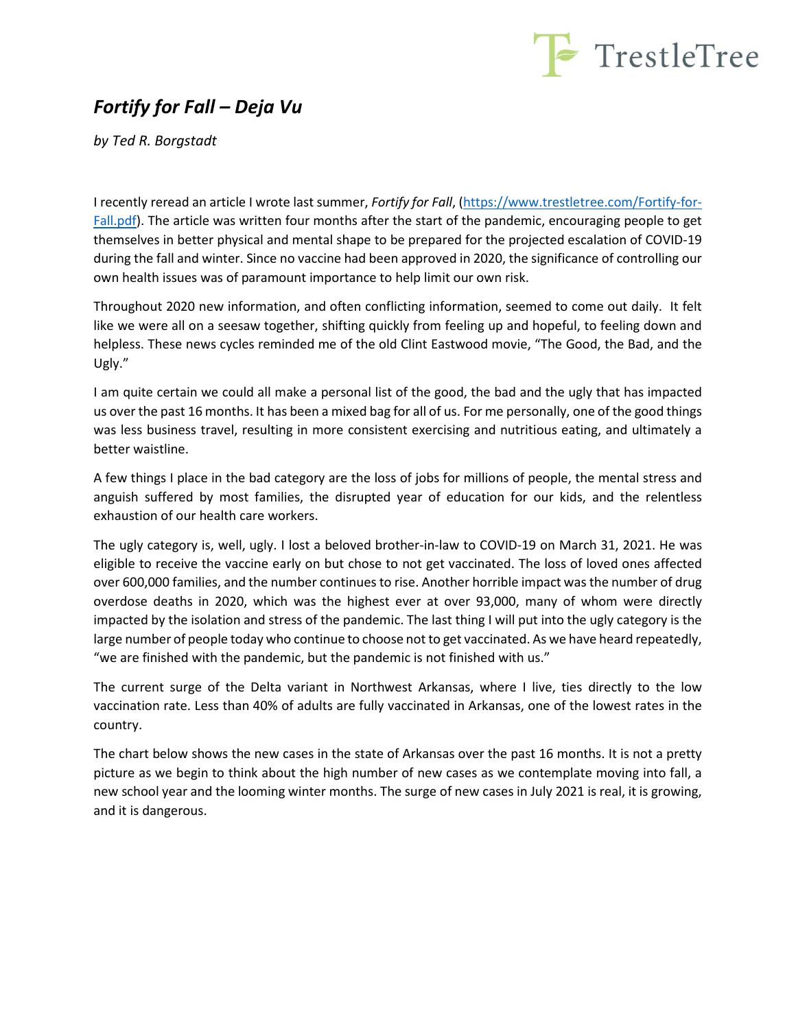# *Fortify for Fall – Deja Vu*

*by Ted R. Borgstadt*

I recently reread an article I wrote last summer, *Fortify for Fall*, ([https://www.trestletree.com/Fortify-for-Fall.pdf](https://www.trestletree.com/Fortify-for-Fall.pdf)). The article was written four months after the start of the pandemic, encouraging people to get themselves in better physical and mental shape to be prepared for the projected escalation of COVID-19 during the fall and winter. Since no vaccine had been approved in 2020, the significance of controlling our own health issues was of paramount importance to help limit our own risk.

Throughout 2020 new information, and often conflicting information, seemed to come out daily. It felt like we were all on a seesaw together, shifting quickly from feeling up and hopeful, to feeling down and helpless. These news cycles reminded me of the old Clint Eastwood movie, "The Good, the Bad, and the Ugly."

I am quite certain we could all make a personal list of the good, the bad and the ugly that has impacted us over the past 16 months. It has been a mixed bag for all of us. For me personally, one of the good things was less business travel, resulting in more consistent exercising and nutritious eating, and ultimately a better waistline.

A few things I place in the bad category are the loss of jobs for millions of people, the mental stress and anguish suffered by most families, the disrupted year of education for our kids, and the relentless exhaustion of our health care workers.

The ugly category is, well, ugly. I lost a beloved brother-in-law to COVID-19 on March 31, 2021. He was eligible to receive the vaccine early on but chose to not get vaccinated. The loss of loved ones affected over 600,000 families, and the number continues to rise. Another horrible impact was the number of drug overdose deaths in 2020, which was the highest ever at over 93,000, many of whom were directly impacted by the isolation and stress of the pandemic. The last thing I will put into the ugly category is the large number of people today who continue to choose not to get vaccinated. As we have heard repeatedly, "we are finished with the pandemic, but the pandemic is not finished with us."

The current surge of the Delta variant in Northwest Arkansas, where I live, ties directly to the low vaccination rate. Less than 40% of adults are fully vaccinated in Arkansas, one of the lowest rates in the country.

The chart below shows the new cases in the state of Arkansas over the past 16 months. It is not a pretty picture as we begin to think about the high number of new cases as we contemplate moving into fall, a new school year and the looming winter months. The surge of new cases in July 2021 is real, it is growing, and it is dangerous.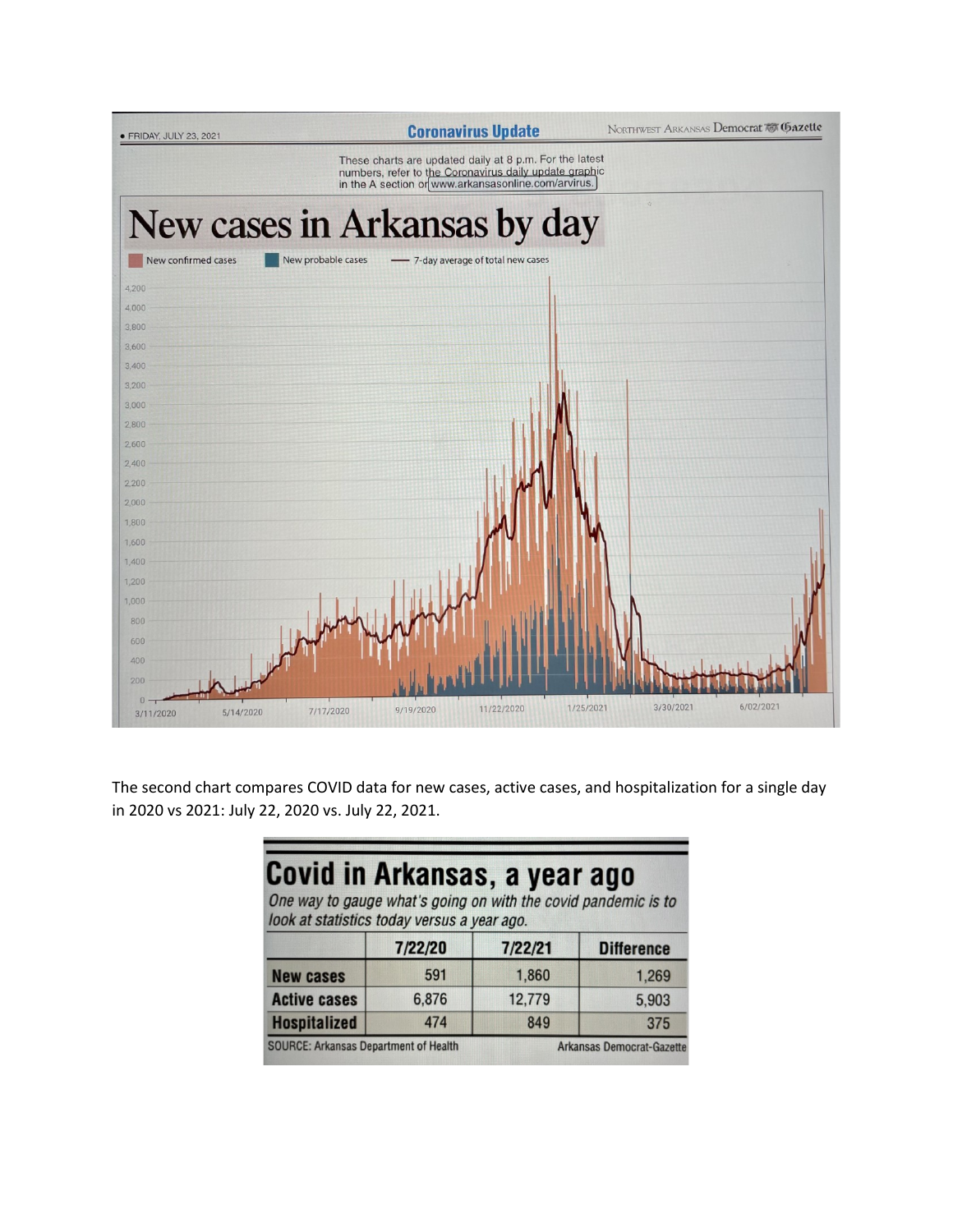• FRIDAY, JULY 23, 2021

**Coronavirus Update**

NORTHWEST ARKANSAS Democrat Gazette

These charts are updated daily at 8 p.m. For the latest numbers, refer to the Coronavirus daily update graphic in the A section or www.arkansasonline.com/arvirus.

# New cases in Arkansas by day

New confirmed cases | New probable cases | 7-day average of total new cases

The second chart compares COVID data for new cases, active cases, and hospitalization for a single day in 2020 vs 2021: July 22, 2020 vs. July 22, 2021.

## Covid in Arkansas, a year ago

*One way to gauge what's going on with the covid pandemic is to look at statistics today versus a year ago.*

| | 7/22/20 | 7/22/21 | Difference |
|---|---|---|---|
| **New cases** | 591 | 1,860 | 1,269 |
| **Active cases** | 6,876 | 12,779 | 5,903 |
| **Hospitalized** | 474 | 849 | 375 |

SOURCE: Arkansas Department of Health — Arkansas Democrat-Gazette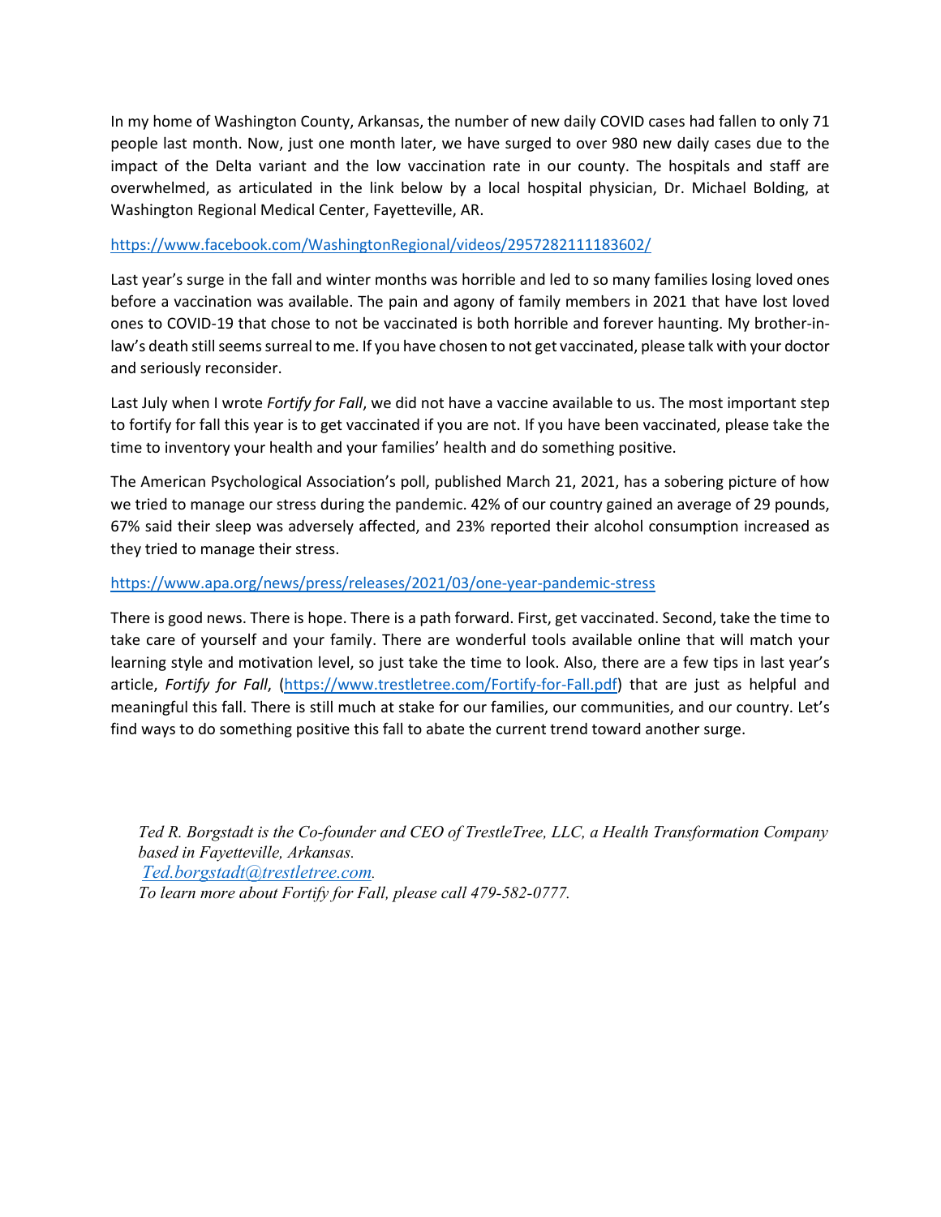In my home of Washington County, Arkansas, the number of new daily COVID cases had fallen to only 71 people last month. Now, just one month later, we have surged to over 980 new daily cases due to the impact of the Delta variant and the low vaccination rate in our county. The hospitals and staff are overwhelmed, as articulated in the link below by a local hospital physician, Dr. Michael Bolding, at Washington Regional Medical Center, Fayetteville, AR.

https://www.facebook.com/WashingtonRegional/videos/2957282111183602/

Last year's surge in the fall and winter months was horrible and led to so many families losing loved ones before a vaccination was available. The pain and agony of family members in 2021 that have lost loved ones to COVID-19 that chose to not be vaccinated is both horrible and forever haunting. My brother-in-law's death still seems surreal to me. If you have chosen to not get vaccinated, please talk with your doctor and seriously reconsider.

Last July when I wrote *Fortify for Fall*, we did not have a vaccine available to us. The most important step to fortify for fall this year is to get vaccinated if you are not. If you have been vaccinated, please take the time to inventory your health and your families' health and do something positive.

The American Psychological Association's poll, published March 21, 2021, has a sobering picture of how we tried to manage our stress during the pandemic. 42% of our country gained an average of 29 pounds, 67% said their sleep was adversely affected, and 23% reported their alcohol consumption increased as they tried to manage their stress.

https://www.apa.org/news/press/releases/2021/03/one-year-pandemic-stress

There is good news. There is hope. There is a path forward. First, get vaccinated. Second, take the time to take care of yourself and your family. There are wonderful tools available online that will match your learning style and motivation level, so just take the time to look. Also, there are a few tips in last year's article, *Fortify for Fall*, (https://www.trestletree.com/Fortify-for-Fall.pdf) that are just as helpful and meaningful this fall. There is still much at stake for our families, our communities, and our country. Let's find ways to do something positive this fall to abate the current trend toward another surge.

*Ted R. Borgstadt is the Co-founder and CEO of TrestleTree, LLC, a Health Transformation Company based in Fayetteville, Arkansas.*
*Ted.borgstadt@trestletree.com.*
*To learn more about Fortify for Fall, please call 479-582-0777.*